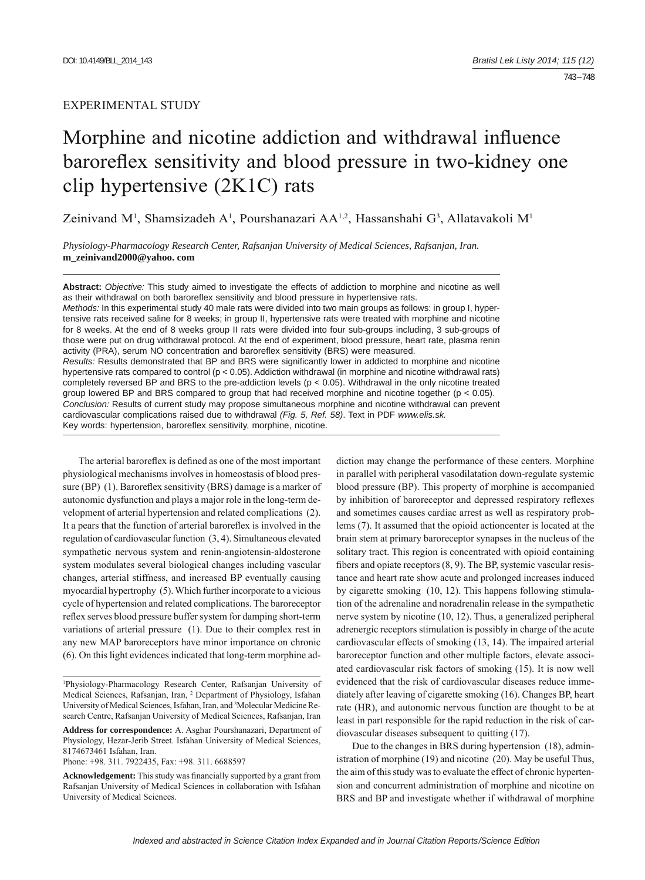EXPERIMENTAL STUDY

# Morphine and nicotine addiction and withdrawal influence baroreflex sensitivity and blood pressure in two-kidney one clip hypertensive (2K1C) rats

Zeinivand M[1], Shamsizadeh A[1], Pourshanazari AA[1,2], Hassanshahi G[3], Allatavakoli M[1]

*Physiology-Pharmacology Research Center, Rafsanjan University of Medical Sciences, Rafsanjan, Iran.*
**m_zeinivand2000@yahoo. com**

**Abstract:** *Objective:* This study aimed to investigate the effects of addiction to morphine and nicotine as well as their withdrawal on both baroreflex sensitivity and blood pressure in hypertensive rats.
*Methods:* In this experimental study 40 male rats were divided into two main groups as follows: in group I, hypertensive rats received saline for 8 weeks; in group II, hypertensive rats were treated with morphine and nicotine for 8 weeks. At the end of 8 weeks group II rats were divided into four sub-groups including, 3 sub-groups of those were put on drug withdrawal protocol. At the end of experiment, blood pressure, heart rate, plasma renin activity (PRA), serum NO concentration and baroreflex sensitivity (BRS) were measured.
*Results:* Results demonstrated that BP and BRS were significantly lower in addicted to morphine and nicotine hypertensive rats compared to control ($p < 0.05$). Addiction withdrawal (in morphine and nicotine withdrawal rats) completely reversed BP and BRS to the pre-addiction levels ($p < 0.05$). Withdrawal in the only nicotine treated group lowered BP and BRS compared to group that had received morphine and nicotine together ($p < 0.05$).
*Conclusion:* Results of current study may propose simultaneous morphine and nicotine withdrawal can prevent cardiovascular complications raised due to withdrawal *(Fig. 5, Ref. 58)*. Text in PDF *www.elis.sk.*
Key words: hypertension, baroreflex sensitivity, morphine, nicotine.

The arterial baroreflex is defined as one of the most important physiological mechanisms involves in homeostasis of blood pressure (BP) (1). Baroreflex sensitivity (BRS) damage is a marker of autonomic dysfunction and plays a major role in the long-term development of arterial hypertension and related complications (2). It a pears that the function of arterial baroreflex is involved in the regulation of cardiovascular function (3, 4). Simultaneous elevated sympathetic nervous system and renin-angiotensin-aldosterone system modulates several biological changes including vascular changes, arterial stiffness, and increased BP eventually causing myocardial hypertrophy (5). Which further incorporate to a vicious cycle of hypertension and related complications. The baroreceptor reflex serves blood pressure buffer system for damping short-term variations of arterial pressure (1). Due to their complex rest in any new MAP baroreceptors have minor importance on chronic (6). On this light evidences indicated that long-term morphine addiction may change the performance of these centers. Morphine in parallel with peripheral vasodilatation down-regulate systemic blood pressure (BP). This property of morphine is accompanied by inhibition of baroreceptor and depressed respiratory reflexes and sometimes causes cardiac arrest as well as respiratory problems (7). It assumed that the opioid actioncenter is located at the brain stem at primary baroreceptor synapses in the nucleus of the solitary tract. This region is concentrated with opioid containing fibers and opiate receptors (8, 9). The BP, systemic vascular resistance and heart rate show acute and prolonged increases induced by cigarette smoking (10, 12). This happens following stimulation of the adrenaline and noradrenalin release in the sympathetic nerve system by nicotine (10, 12). Thus, a generalized peripheral adrenergic receptors stimulation is possibly in charge of the acute cardiovascular effects of smoking (13, 14). The impaired arterial baroreceptor function and other multiple factors, elevate associated cardiovascular risk factors of smoking (15). It is now well evidenced that the risk of cardiovascular diseases reduce immediately after leaving of cigarette smoking (16). Changes BP, heart rate (HR), and autonomic nervous function are thought to be at least in part responsible for the rapid reduction in the risk of cardiovascular diseases subsequent to quitting (17).

Due to the changes in BRS during hypertension (18), administration of morphine (19) and nicotine (20). May be useful Thus, the aim of this study was to evaluate the effect of chronic hypertension and concurrent administration of morphine and nicotine on BRS and BP and investigate whether if withdrawal of morphine

[1]Physiology-Pharmacology Research Center, Rafsanjan University of Medical Sciences, Rafsanjan, Iran, [2] Department of Physiology, Isfahan University of Medical Sciences, Isfahan, Iran, and [3]Molecular Medicine Research Centre, Rafsanjan University of Medical Sciences, Rafsanjan, Iran

**Address for correspondence:** A. Asghar Pourshanazari, Department of Physiology, Hezar-Jerib Street. Isfahan University of Medical Sciences, 8174673461 Isfahan, Iran.
Phone: +98. 311. 7922435, Fax: +98. 311. 6688597

**Acknowledgement:** This study was financially supported by a grant from Rafsanjan University of Medical Sciences in collaboration with Isfahan University of Medical Sciences.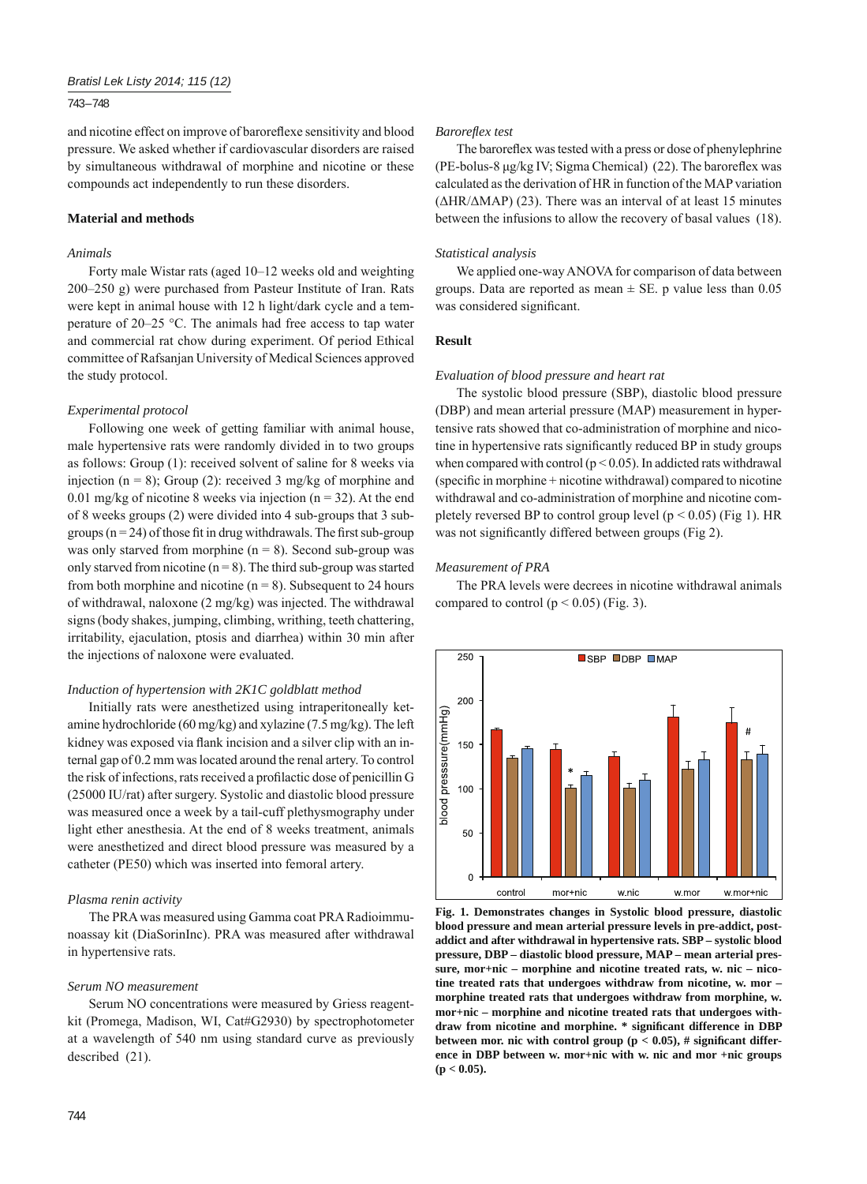and nicotine effect on improve of baroreflexe sensitivity and blood pressure. We asked whether if cardiovascular disorders are raised by simultaneous withdrawal of morphine and nicotine or these compounds act independently to run these disorders.

## Material and methods

### *Animals*

Forty male Wistar rats (aged 10–12 weeks old and weighting 200–250 g) were purchased from Pasteur Institute of Iran. Rats were kept in animal house with 12 h light/dark cycle and a temperature of 20–25 °C. The animals had free access to tap water and commercial rat chow during experiment. Of period Ethical committee of Rafsanjan University of Medical Sciences approved the study protocol.

### *Experimental protocol*

Following one week of getting familiar with animal house, male hypertensive rats were randomly divided in to two groups as follows: Group (1): received solvent of saline for 8 weeks via injection (n = 8); Group (2): received 3 mg/kg of morphine and 0.01 mg/kg of nicotine 8 weeks via injection (n = 32). At the end of 8 weeks groups (2) were divided into 4 sub-groups that 3 subgroups (n = 24) of those fit in drug withdrawals. The first sub-group was only starved from morphine (n = 8). Second sub-group was only starved from nicotine (n = 8). The third sub-group was started from both morphine and nicotine (n = 8). Subsequent to 24 hours of withdrawal, naloxone (2 mg/kg) was injected. The withdrawal signs (body shakes, jumping, climbing, writhing, teeth chattering, irritability, ejaculation, ptosis and diarrhea) within 30 min after the injections of naloxone were evaluated.

### *Induction of hypertension with 2K1C goldblatt method*

Initially rats were anesthetized using intraperitoneally ketamine hydrochloride (60 mg/kg) and xylazine (7.5 mg/kg). The left kidney was exposed via flank incision and a silver clip with an internal gap of 0.2 mm was located around the renal artery. To control the risk of infections, rats received a profilactic dose of penicillin G (25000 IU/rat) after surgery. Systolic and diastolic blood pressure was measured once a week by a tail-cuff plethysmography under light ether anesthesia. At the end of 8 weeks treatment, animals were anesthetized and direct blood pressure was measured by a catheter (PE50) which was inserted into femoral artery.

### *Plasma renin activity*

The PRA was measured using Gamma coat PRA Radioimmunoassay kit (DiaSorinInc). PRA was measured after withdrawal in hypertensive rats.

### *Serum NO measurement*

Serum NO concentrations were measured by Griess reagentkit (Promega, Madison, WI, Cat#G2930) by spectrophotometer at a wavelength of 540 nm using standard curve as previously described (21).

### *Baroreflex test*

The baroreflex was tested with a press or dose of phenylephrine (PE-bolus-8 μg/kg IV; Sigma Chemical) (22). The baroreflex was calculated as the derivation of HR in function of the MAP variation (ΔHR/ΔMAP) (23). There was an interval of at least 15 minutes between the infusions to allow the recovery of basal values (18).

### *Statistical analysis*

We applied one-way ANOVA for comparison of data between groups. Data are reported as mean ± SE. p value less than 0.05 was considered significant.

## Result

### *Evaluation of blood pressure and heart rat*

The systolic blood pressure (SBP), diastolic blood pressure (DBP) and mean arterial pressure (MAP) measurement in hypertensive rats showed that co-administration of morphine and nicotine in hypertensive rats significantly reduced BP in study groups when compared with control ($p < 0.05$). In addicted rats withdrawal (specific in morphine + nicotine withdrawal) compared to nicotine withdrawal and co-administration of morphine and nicotine completely reversed BP to control group level ($p < 0.05$) (Fig 1). HR was not significantly differed between groups (Fig 2).

### *Measurement of PRA*

The PRA levels were decrees in nicotine withdrawal animals compared to control ($p < 0.05$) (Fig. 3).

**Fig. 1. Demonstrates changes in Systolic blood pressure, diastolic blood pressure and mean arterial pressure levels in pre-addict, post-addict and after withdrawal in hypertensive rats. SBP – systolic blood pressure, DBP – diastolic blood pressure, MAP – mean arterial pressure, mor+nic – morphine and nicotine treated rats, w. nic – nicotine treated rats that undergoes withdraw from nicotine, w. mor – morphine treated rats that undergoes withdraw from morphine, w. mor+nic – morphine and nicotine treated rats that undergoes withdraw from nicotine and morphine. * significant difference in DBP between mor. nic with control group ($p < 0.05$), # significant difference in DBP between w. mor+nic with w. nic and mor +nic groups ($p < 0.05$).**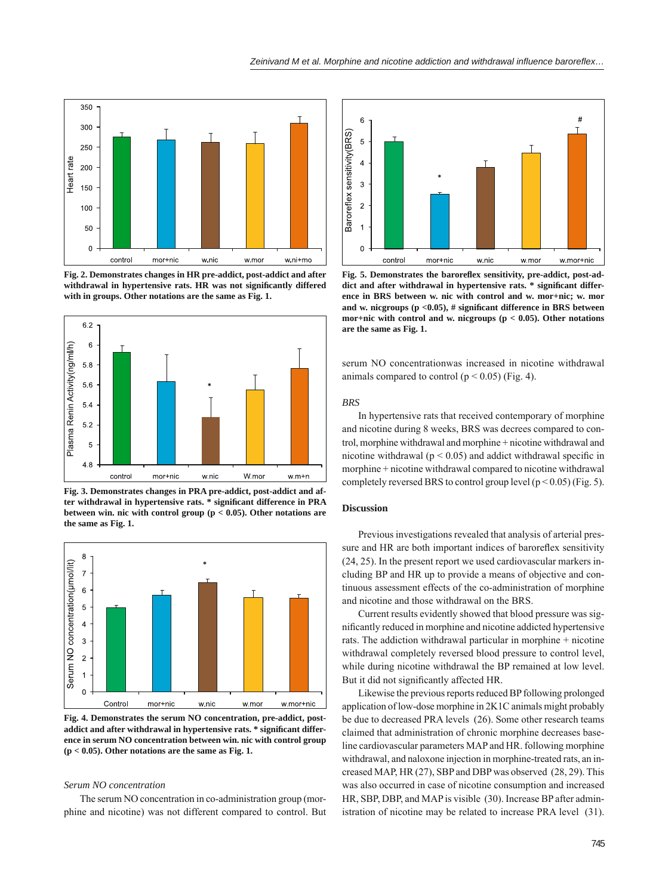**Fig. 2. Demonstrates changes in HR pre-addict, post-addict and after withdrawal in hypertensive rats. HR was not significantly differed with in groups. Other notations are the same as Fig. 1.**

**Fig. 3. Demonstrates changes in PRA pre-addict, post-addict and after withdrawal in hypertensive rats. * significant difference in PRA between win. nic with control group ($p < 0.05$). Other notations are the same as Fig. 1.**

**Fig. 4. Demonstrates the serum NO concentration, pre-addict, post-addict and after withdrawal in hypertensive rats. * significant difference in serum NO concentration between win. nic with control group ($p < 0.05$). Other notations are the same as Fig. 1.**

*Serum NO concentration*

The serum NO concentration in co-administration group (morphine and nicotine) was not different compared to control. But serum NO concentrationwas increased in nicotine withdrawal animals compared to control ($p < 0.05$) (Fig. 4).

**Fig. 5. Demonstrates the baroreflex sensitivity, pre-addict, post-addict and after withdrawal in hypertensive rats. * significant difference in BRS between w. nic with control and w. mor+nic; w. mor and w. nicgroups ($p < 0.05$), # significant difference in BRS between mor+nic with control and w. nicgroups ($p < 0.05$). Other notations are the same as Fig. 1.**

*BRS*

In hypertensive rats that received contemporary of morphine and nicotine during 8 weeks, BRS was decrees compared to control, morphine withdrawal and morphine + nicotine withdrawal and nicotine withdrawal ($p < 0.05$) and addict withdrawal specific in morphine + nicotine withdrawal compared to nicotine withdrawal completely reversed BRS to control group level ($p < 0.05$) (Fig. 5).

## Discussion

Previous investigations revealed that analysis of arterial pressure and HR are both important indices of baroreflex sensitivity (24, 25). In the present report we used cardiovascular markers including BP and HR up to provide a means of objective and continuous assessment effects of the co-administration of morphine and nicotine and those withdrawal on the BRS.

Current results evidently showed that blood pressure was significantly reduced in morphine and nicotine addicted hypertensive rats. The addiction withdrawal particular in morphine + nicotine withdrawal completely reversed blood pressure to control level, while during nicotine withdrawal the BP remained at low level. But it did not significantly affected HR.

Likewise the previous reports reduced BP following prolonged application of low-dose morphine in 2K1C animals might probably be due to decreased PRA levels (26). Some other research teams claimed that administration of chronic morphine decreases baseline cardiovascular parameters MAP and HR. following morphine withdrawal, and naloxone injection in morphine-treated rats, an increased MAP, HR (27), SBP and DBP was observed (28, 29). This was also occurred in case of nicotine consumption and increased HR, SBP, DBP, and MAP is visible (30). Increase BP after administration of nicotine may be related to increase PRA level (31).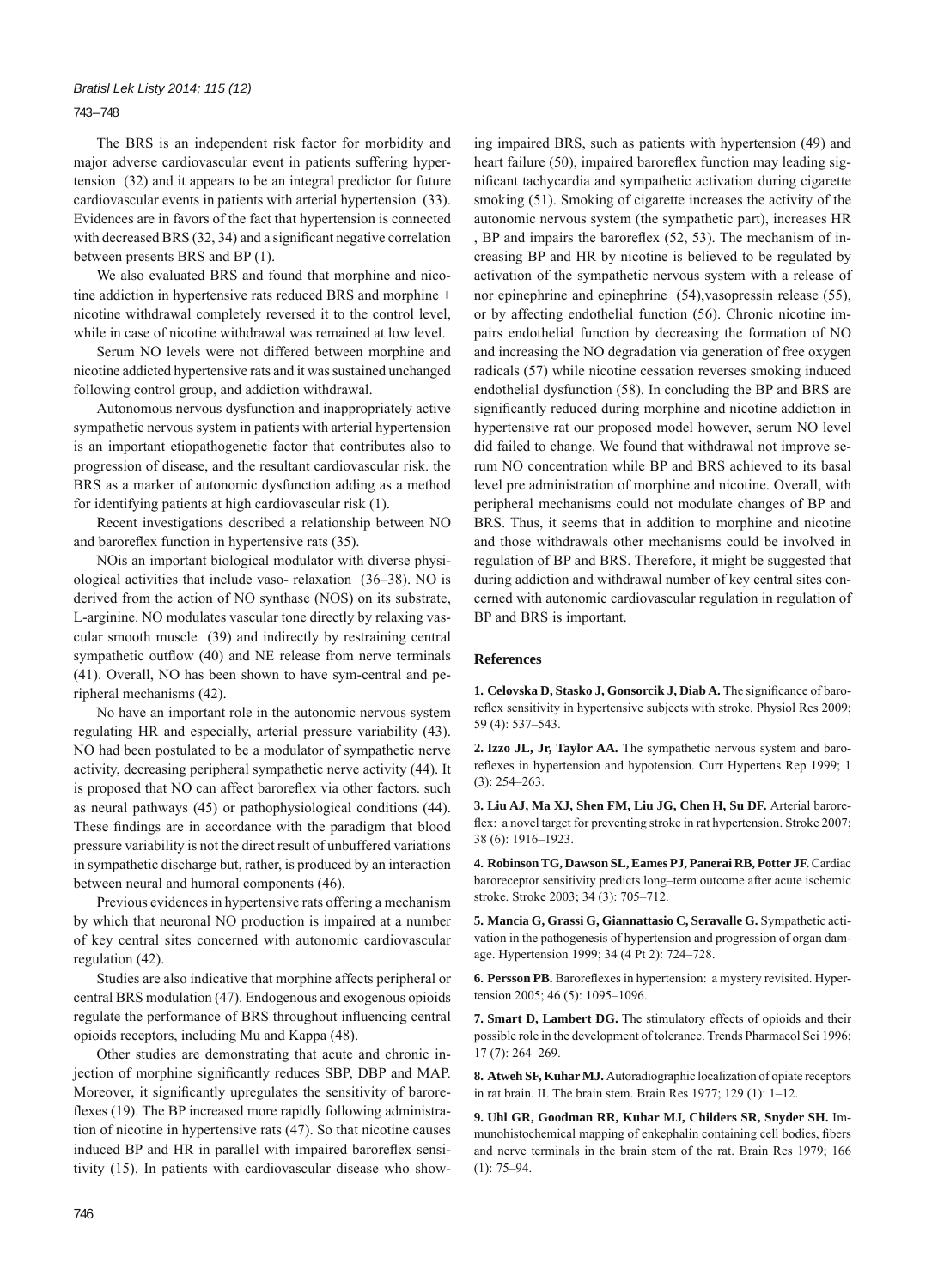The BRS is an independent risk factor for morbidity and major adverse cardiovascular event in patients suffering hypertension (32) and it appears to be an integral predictor for future cardiovascular events in patients with arterial hypertension (33). Evidences are in favors of the fact that hypertension is connected with decreased BRS (32, 34) and a significant negative correlation between presents BRS and BP (1).

We also evaluated BRS and found that morphine and nicotine addiction in hypertensive rats reduced BRS and morphine + nicotine withdrawal completely reversed it to the control level, while in case of nicotine withdrawal was remained at low level.

Serum NO levels were not differed between morphine and nicotine addicted hypertensive rats and it was sustained unchanged following control group, and addiction withdrawal.

Autonomous nervous dysfunction and inappropriately active sympathetic nervous system in patients with arterial hypertension is an important etiopathogenetic factor that contributes also to progression of disease, and the resultant cardiovascular risk. the BRS as a marker of autonomic dysfunction adding as a method for identifying patients at high cardiovascular risk (1).

Recent investigations described a relationship between NO and baroreflex function in hypertensive rats (35).

NOis an important biological modulator with diverse physiological activities that include vaso- relaxation (36–38). NO is derived from the action of NO synthase (NOS) on its substrate, L-arginine. NO modulates vascular tone directly by relaxing vascular smooth muscle (39) and indirectly by restraining central sympathetic outflow (40) and NE release from nerve terminals (41). Overall, NO has been shown to have sym-central and peripheral mechanisms (42).

No have an important role in the autonomic nervous system regulating HR and especially, arterial pressure variability (43). NO had been postulated to be a modulator of sympathetic nerve activity, decreasing peripheral sympathetic nerve activity (44). It is proposed that NO can affect baroreflex via other factors. such as neural pathways (45) or pathophysiological conditions (44). These findings are in accordance with the paradigm that blood pressure variability is not the direct result of unbuffered variations in sympathetic discharge but, rather, is produced by an interaction between neural and humoral components (46).

Previous evidences in hypertensive rats offering a mechanism by which that neuronal NO production is impaired at a number of key central sites concerned with autonomic cardiovascular regulation (42).

Studies are also indicative that morphine affects peripheral or central BRS modulation (47). Endogenous and exogenous opioids regulate the performance of BRS throughout influencing central opioids receptors, including Mu and Kappa (48).

Other studies are demonstrating that acute and chronic injection of morphine significantly reduces SBP, DBP and MAP. Moreover, it significantly upregulates the sensitivity of baroreflexes (19). The BP increased more rapidly following administration of nicotine in hypertensive rats (47). So that nicotine causes induced BP and HR in parallel with impaired baroreflex sensitivity (15). In patients with cardiovascular disease who showing impaired BRS, such as patients with hypertension (49) and heart failure (50), impaired baroreflex function may leading significant tachycardia and sympathetic activation during cigarette smoking (51). Smoking of cigarette increases the activity of the autonomic nervous system (the sympathetic part), increases HR , BP and impairs the baroreflex (52, 53). The mechanism of increasing BP and HR by nicotine is believed to be regulated by activation of the sympathetic nervous system with a release of nor epinephrine and epinephrine (54),vasopressin release (55), or by affecting endothelial function (56). Chronic nicotine impairs endothelial function by decreasing the formation of NO and increasing the NO degradation via generation of free oxygen radicals (57) while nicotine cessation reverses smoking induced endothelial dysfunction (58). In concluding the BP and BRS are significantly reduced during morphine and nicotine addiction in hypertensive rat our proposed model however, serum NO level did failed to change. We found that withdrawal not improve serum NO concentration while BP and BRS achieved to its basal level pre administration of morphine and nicotine. Overall, with peripheral mechanisms could not modulate changes of BP and BRS. Thus, it seems that in addition to morphine and nicotine and those withdrawals other mechanisms could be involved in regulation of BP and BRS. Therefore, it might be suggested that during addiction and withdrawal number of key central sites concerned with autonomic cardiovascular regulation in regulation of BP and BRS is important.

## References

**1. Celovska D, Stasko J, Gonsorcik J, Diab A.** The significance of baroreflex sensitivity in hypertensive subjects with stroke. Physiol Res 2009; 59 (4): 537–543.

**2. Izzo JL, Jr, Taylor AA.** The sympathetic nervous system and baroreflexes in hypertension and hypotension. Curr Hypertens Rep 1999; 1 (3): 254–263.

**3. Liu AJ, Ma XJ, Shen FM, Liu JG, Chen H, Su DF.** Arterial baroreflex: a novel target for preventing stroke in rat hypertension. Stroke 2007; 38 (6): 1916–1923.

**4. Robinson TG, Dawson SL, Eames PJ, Panerai RB, Potter JF.** Cardiac baroreceptor sensitivity predicts long–term outcome after acute ischemic stroke. Stroke 2003; 34 (3): 705–712.

**5. Mancia G, Grassi G, Giannattasio C, Seravalle G.** Sympathetic activation in the pathogenesis of hypertension and progression of organ damage. Hypertension 1999; 34 (4 Pt 2): 724–728.

**6. Persson PB.** Baroreflexes in hypertension: a mystery revisited. Hypertension 2005; 46 (5): 1095–1096.

**7. Smart D, Lambert DG.** The stimulatory effects of opioids and their possible role in the development of tolerance. Trends Pharmacol Sci 1996; 17 (7): 264–269.

**8. Atweh SF, Kuhar MJ.** Autoradiographic localization of opiate receptors in rat brain. II. The brain stem. Brain Res 1977; 129 (1): 1–12.

**9. Uhl GR, Goodman RR, Kuhar MJ, Childers SR, Snyder SH.** Immunohistochemical mapping of enkephalin containing cell bodies, fibers and nerve terminals in the brain stem of the rat. Brain Res 1979; 166 (1): 75–94.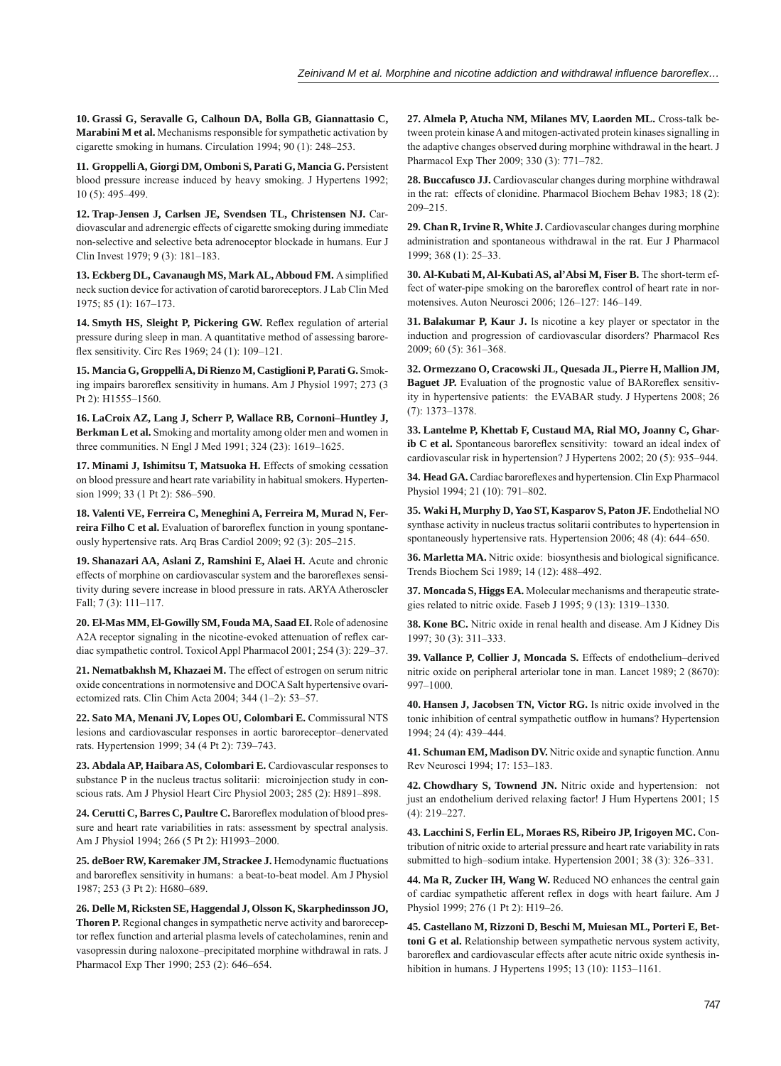**10. Grassi G, Seravalle G, Calhoun DA, Bolla GB, Giannattasio C, Marabini M et al.** Mechanisms responsible for sympathetic activation by cigarette smoking in humans. Circulation 1994; 90 (1): 248–253.

**11. Groppelli A, Giorgi DM, Omboni S, Parati G, Mancia G.** Persistent blood pressure increase induced by heavy smoking. J Hypertens 1992; 10 (5): 495–499.

**12. Trap-Jensen J, Carlsen JE, Svendsen TL, Christensen NJ.** Cardiovascular and adrenergic effects of cigarette smoking during immediate non-selective and selective beta adrenoceptor blockade in humans. Eur J Clin Invest 1979; 9 (3): 181–183.

**13. Eckberg DL, Cavanaugh MS, Mark AL, Abboud FM.** A simplified neck suction device for activation of carotid baroreceptors. J Lab Clin Med 1975; 85 (1): 167–173.

**14. Smyth HS, Sleight P, Pickering GW.** Reflex regulation of arterial pressure during sleep in man. A quantitative method of assessing baroreflex sensitivity. Circ Res 1969; 24 (1): 109–121.

**15. Mancia G, Groppelli A, Di Rienzo M, Castiglioni P, Parati G.** Smoking impairs baroreflex sensitivity in humans. Am J Physiol 1997; 273 (3 Pt 2): H1555–1560.

**16. LaCroix AZ, Lang J, Scherr P, Wallace RB, Cornoni–Huntley J, Berkman L et al.** Smoking and mortality among older men and women in three communities. N Engl J Med 1991; 324 (23): 1619–1625.

**17. Minami J, Ishimitsu T, Matsuoka H.** Effects of smoking cessation on blood pressure and heart rate variability in habitual smokers. Hypertension 1999; 33 (1 Pt 2): 586–590.

**18. Valenti VE, Ferreira C, Meneghini A, Ferreira M, Murad N, Ferreira Filho C et al.** Evaluation of baroreflex function in young spontaneously hypertensive rats. Arq Bras Cardiol 2009; 92 (3): 205–215.

**19. Shanazari AA, Aslani Z, Ramshini E, Alaei H.** Acute and chronic effects of morphine on cardiovascular system and the baroreflexes sensitivity during severe increase in blood pressure in rats. ARYA Atheroscler Fall; 7 (3): 111–117.

**20. El-Mas MM, El-Gowilly SM, Fouda MA, Saad EI.** Role of adenosine A2A receptor signaling in the nicotine-evoked attenuation of reflex cardiac sympathetic control. Toxicol Appl Pharmacol 2001; 254 (3): 229–37.

**21. Nematbakhsh M, Khazaei M.** The effect of estrogen on serum nitric oxide concentrations in normotensive and DOCA Salt hypertensive ovariectomized rats. Clin Chim Acta 2004; 344 (1–2): 53–57.

**22. Sato MA, Menani JV, Lopes OU, Colombari E.** Commissural NTS lesions and cardiovascular responses in aortic baroreceptor–denervated rats. Hypertension 1999; 34 (4 Pt 2): 739–743.

**23. Abdala AP, Haibara AS, Colombari E.** Cardiovascular responses to substance P in the nucleus tractus solitarii: microinjection study in conscious rats. Am J Physiol Heart Circ Physiol 2003; 285 (2): H891–898.

**24. Cerutti C, Barres C, Paultre C.** Baroreflex modulation of blood pressure and heart rate variabilities in rats: assessment by spectral analysis. Am J Physiol 1994; 266 (5 Pt 2): H1993–2000.

**25. deBoer RW, Karemaker JM, Strackee J.** Hemodynamic fluctuations and baroreflex sensitivity in humans: a beat-to-beat model. Am J Physiol 1987; 253 (3 Pt 2): H680–689.

**26. Delle M, Ricksten SE, Haggendal J, Olsson K, Skarphedinsson JO, Thoren P.** Regional changes in sympathetic nerve activity and baroreceptor reflex function and arterial plasma levels of catecholamines, renin and vasopressin during naloxone–precipitated morphine withdrawal in rats. J Pharmacol Exp Ther 1990; 253 (2): 646–654.

**27. Almela P, Atucha NM, Milanes MV, Laorden ML.** Cross-talk between protein kinase A and mitogen-activated protein kinases signalling in the adaptive changes observed during morphine withdrawal in the heart. J Pharmacol Exp Ther 2009; 330 (3): 771–782.

**28. Buccafusco JJ.** Cardiovascular changes during morphine withdrawal in the rat: effects of clonidine. Pharmacol Biochem Behav 1983; 18 (2): 209–215.

**29. Chan R, Irvine R, White J.** Cardiovascular changes during morphine administration and spontaneous withdrawal in the rat. Eur J Pharmacol 1999; 368 (1): 25–33.

**30. Al-Kubati M, Al-Kubati AS, al'Absi M, Fiser B.** The short-term effect of water-pipe smoking on the baroreflex control of heart rate in normotensives. Auton Neurosci 2006; 126–127: 146–149.

**31. Balakumar P, Kaur J.** Is nicotine a key player or spectator in the induction and progression of cardiovascular disorders? Pharmacol Res 2009; 60 (5): 361–368.

**32. Ormezzano O, Cracowski JL, Quesada JL, Pierre H, Mallion JM, Baguet JP.** Evaluation of the prognostic value of BARoreflex sensitivity in hypertensive patients: the EVABAR study. J Hypertens 2008; 26 (7): 1373–1378.

**33. Lantelme P, Khettab F, Custaud MA, Rial MO, Joanny C, Gharib C et al.** Spontaneous baroreflex sensitivity: toward an ideal index of cardiovascular risk in hypertension? J Hypertens 2002; 20 (5): 935–944.

**34. Head GA.** Cardiac baroreflexes and hypertension. Clin Exp Pharmacol Physiol 1994; 21 (10): 791–802.

**35. Waki H, Murphy D, Yao ST, Kasparov S, Paton JF.** Endothelial NO synthase activity in nucleus tractus solitarii contributes to hypertension in spontaneously hypertensive rats. Hypertension 2006; 48 (4): 644–650.

**36. Marletta MA.** Nitric oxide: biosynthesis and biological significance. Trends Biochem Sci 1989; 14 (12): 488–492.

**37. Moncada S, Higgs EA.** Molecular mechanisms and therapeutic strategies related to nitric oxide. Faseb J 1995; 9 (13): 1319–1330.

**38. Kone BC.** Nitric oxide in renal health and disease. Am J Kidney Dis 1997; 30 (3): 311–333.

**39. Vallance P, Collier J, Moncada S.** Effects of endothelium–derived nitric oxide on peripheral arteriolar tone in man. Lancet 1989; 2 (8670): 997–1000.

**40. Hansen J, Jacobsen TN, Victor RG.** Is nitric oxide involved in the tonic inhibition of central sympathetic outflow in humans? Hypertension 1994; 24 (4): 439–444.

**41. Schuman EM, Madison DV.** Nitric oxide and synaptic function. Annu Rev Neurosci 1994; 17: 153–183.

**42. Chowdhary S, Townend JN.** Nitric oxide and hypertension: not just an endothelium derived relaxing factor! J Hum Hypertens 2001; 15 (4): 219–227.

**43. Lacchini S, Ferlin EL, Moraes RS, Ribeiro JP, Irigoyen MC.** Contribution of nitric oxide to arterial pressure and heart rate variability in rats submitted to high–sodium intake. Hypertension 2001; 38 (3): 326–331.

**44. Ma R, Zucker IH, Wang W.** Reduced NO enhances the central gain of cardiac sympathetic afferent reflex in dogs with heart failure. Am J Physiol 1999; 276 (1 Pt 2): H19–26.

**45. Castellano M, Rizzoni D, Beschi M, Muiesan ML, Porteri E, Bettoni G et al.** Relationship between sympathetic nervous system activity, baroreflex and cardiovascular effects after acute nitric oxide synthesis inhibition in humans. J Hypertens 1995; 13 (10): 1153–1161.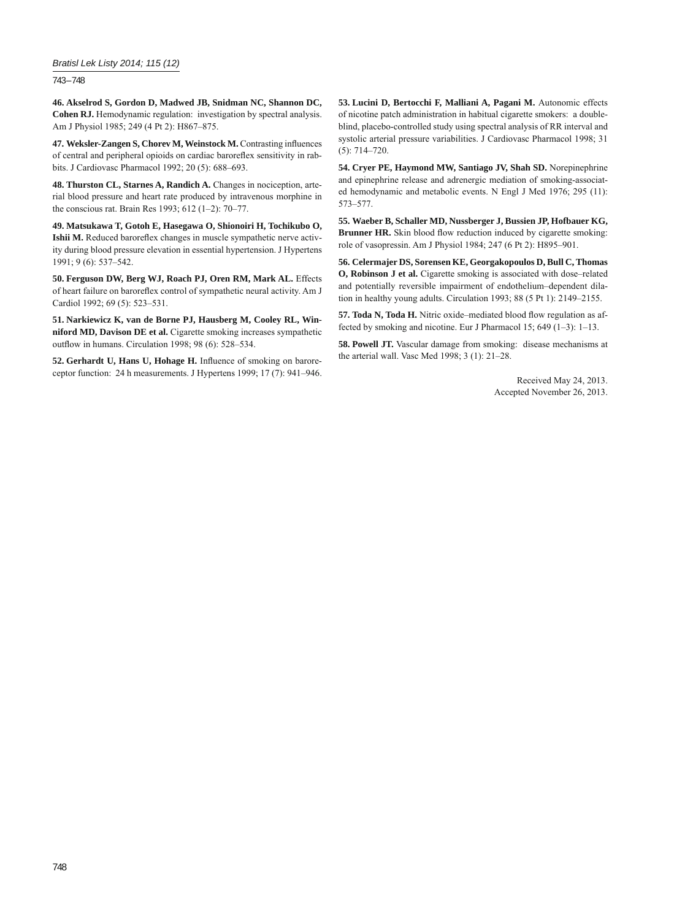**46. Akselrod S, Gordon D, Madwed JB, Snidman NC, Shannon DC, Cohen RJ.** Hemodynamic regulation: investigation by spectral analysis. Am J Physiol 1985; 249 (4 Pt 2): H867–875.

**47. Weksler-Zangen S, Chorev M, Weinstock M.** Contrasting influences of central and peripheral opioids on cardiac baroreflex sensitivity in rabbits. J Cardiovasc Pharmacol 1992; 20 (5): 688–693.

**48. Thurston CL, Starnes A, Randich A.** Changes in nociception, arterial blood pressure and heart rate produced by intravenous morphine in the conscious rat. Brain Res 1993; 612 (1–2): 70–77.

**49. Matsukawa T, Gotoh E, Hasegawa O, Shionoiri H, Tochikubo O, Ishii M.** Reduced baroreflex changes in muscle sympathetic nerve activity during blood pressure elevation in essential hypertension. J Hypertens 1991; 9 (6): 537–542.

**50. Ferguson DW, Berg WJ, Roach PJ, Oren RM, Mark AL.** Effects of heart failure on baroreflex control of sympathetic neural activity. Am J Cardiol 1992; 69 (5): 523–531.

**51. Narkiewicz K, van de Borne PJ, Hausberg M, Cooley RL, Winniford MD, Davison DE et al.** Cigarette smoking increases sympathetic outflow in humans. Circulation 1998; 98 (6): 528–534.

**52. Gerhardt U, Hans U, Hohage H.** Influence of smoking on baroreceptor function: 24 h measurements. J Hypertens 1999; 17 (7): 941–946.

**53. Lucini D, Bertocchi F, Malliani A, Pagani M.** Autonomic effects of nicotine patch administration in habitual cigarette smokers: a double-blind, placebo-controlled study using spectral analysis of RR interval and systolic arterial pressure variabilities. J Cardiovasc Pharmacol 1998; 31 (5): 714–720.

**54. Cryer PE, Haymond MW, Santiago JV, Shah SD.** Norepinephrine and epinephrine release and adrenergic mediation of smoking-associated hemodynamic and metabolic events. N Engl J Med 1976; 295 (11): 573–577.

**55. Waeber B, Schaller MD, Nussberger J, Bussien JP, Hofbauer KG, Brunner HR.** Skin blood flow reduction induced by cigarette smoking: role of vasopressin. Am J Physiol 1984; 247 (6 Pt 2): H895–901.

**56. Celermajer DS, Sorensen KE, Georgakopoulos D, Bull C, Thomas O, Robinson J et al.** Cigarette smoking is associated with dose–related and potentially reversible impairment of endothelium–dependent dilation in healthy young adults. Circulation 1993; 88 (5 Pt 1): 2149–2155.

**57. Toda N, Toda H.** Nitric oxide–mediated blood flow regulation as affected by smoking and nicotine. Eur J Pharmacol 15; 649 (1–3): 1–13.

**58. Powell JT.** Vascular damage from smoking: disease mechanisms at the arterial wall. Vasc Med 1998; 3 (1): 21–28.

Received May 24, 2013.
Accepted November 26, 2013.